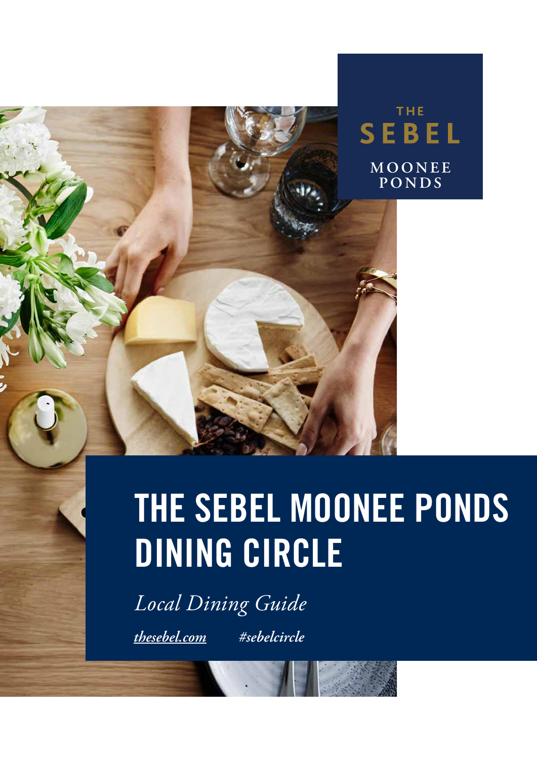THE
SEBEL

MOONEE
PONDS

# THE SEBEL MOONEE PONDS DINING CIRCLE

*Local Dining Guide*

*thesebel.com* *#sebelcircle*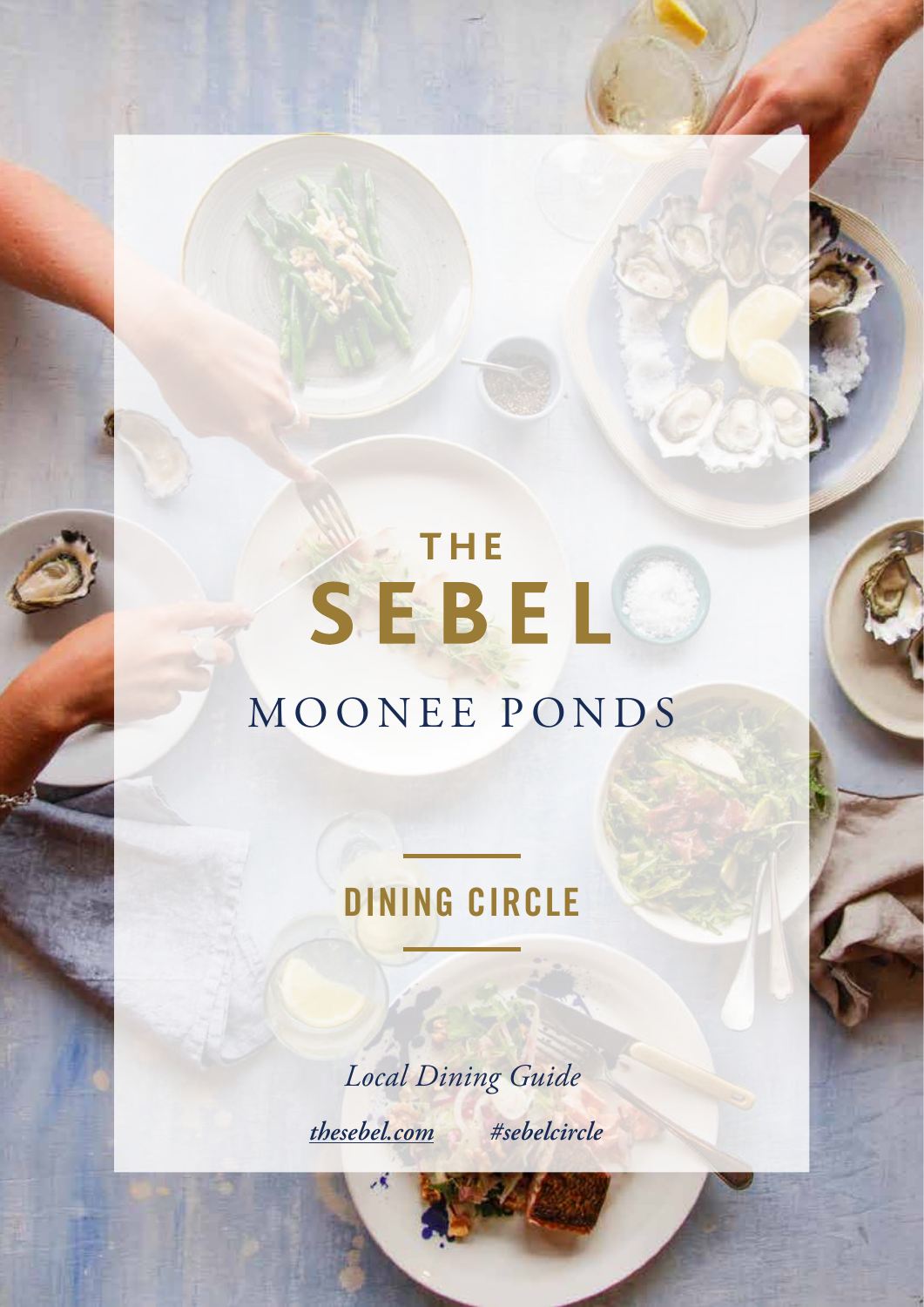# THE SEBEL

## MOONEE PONDS

## DINING CIRCLE

*Local Dining Guide*

*thesebel.com* *#sebelcircle*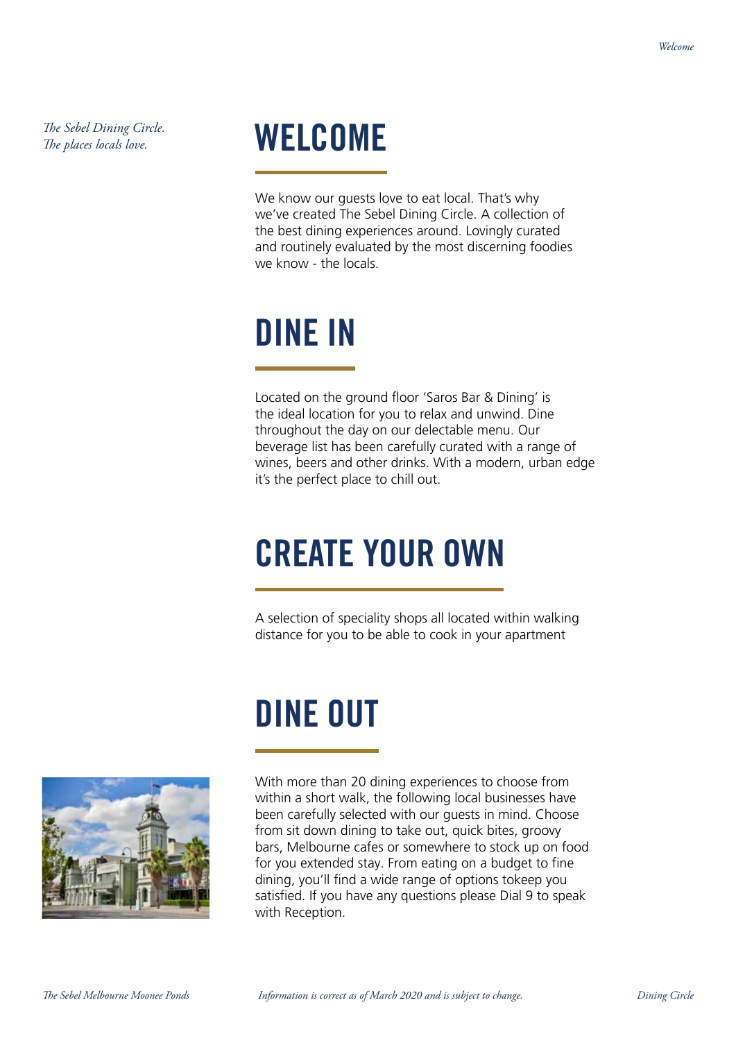*The Sebel Dining Circle.*
*The places locals love.*

# WELCOME

We know our guests love to eat local. That's why we've created The Sebel Dining Circle. A collection of the best dining experiences around. Lovingly curated and routinely evaluated by the most discerning foodies we know - the locals.

# DINE IN

Located on the ground floor 'Saros Bar & Dining' is the ideal location for you to relax and unwind. Dine throughout the day on our delectable menu. Our beverage list has been carefully curated with a range of wines, beers and other drinks. With a modern, urban edge it's the perfect place to chill out.

# CREATE YOUR OWN

A selection of speciality shops all located within walking distance for you to be able to cook in your apartment

# DINE OUT

With more than 20 dining experiences to choose from within a short walk, the following local businesses have been carefully selected with our guests in mind. Choose from sit down dining to take out, quick bites, groovy bars, Melbourne cafes or somewhere to stock up on food for you extended stay. From eating on a budget to fine dining, you'll find a wide range of options tokeep you satisfied. If you have any questions please Dial 9 to speak with Reception.

*Information is correct as of March 2020 and is subject to change.*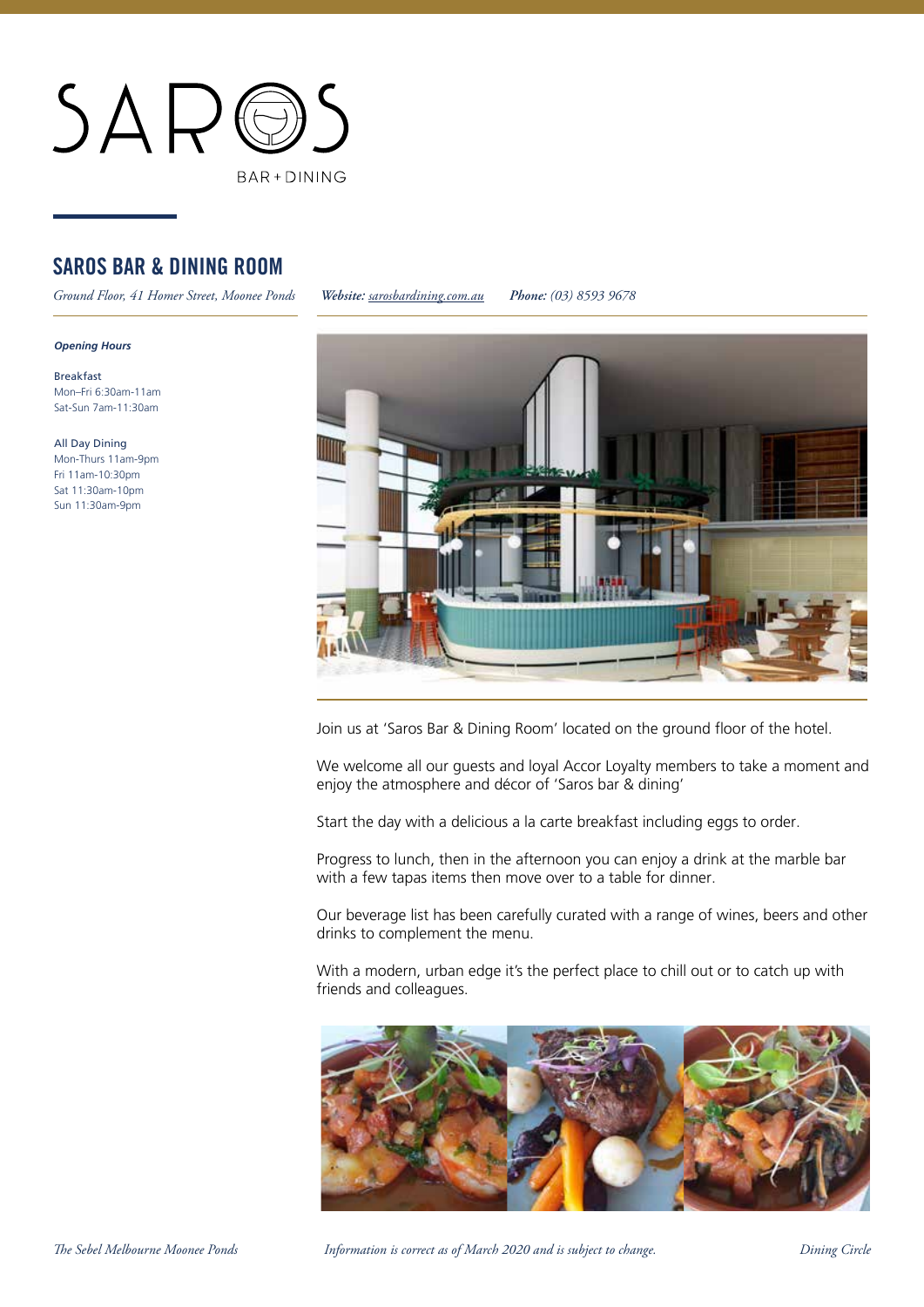SAROS

BAR + DINING

## SAROS BAR & DINING ROOM

*Ground Floor, 41 Homer Street, Moonee Ponds* ***Website:*** *sarosbardining.com.au* ***Phone:*** *(03) 8593 9678*

***Opening Hours***

Breakfast
Mon–Fri 6:30am-11am
Sat-Sun 7am-11:30am

All Day Dining
Mon-Thurs 11am-9pm
Fri 11am-10:30pm
Sat 11:30am-10pm
Sun 11:30am-9pm

Join us at 'Saros Bar & Dining Room' located on the ground floor of the hotel.

We welcome all our guests and loyal Accor Loyalty members to take a moment and enjoy the atmosphere and décor of 'Saros bar & dining'

Start the day with a delicious a la carte breakfast including eggs to order.

Progress to lunch, then in the afternoon you can enjoy a drink at the marble bar with a few tapas items then move over to a table for dinner.

Our beverage list has been carefully curated with a range of wines, beers and other drinks to complement the menu.

With a modern, urban edge it's the perfect place to chill out or to catch up with friends and colleagues.

*Information is correct as of March 2020 and is subject to change.*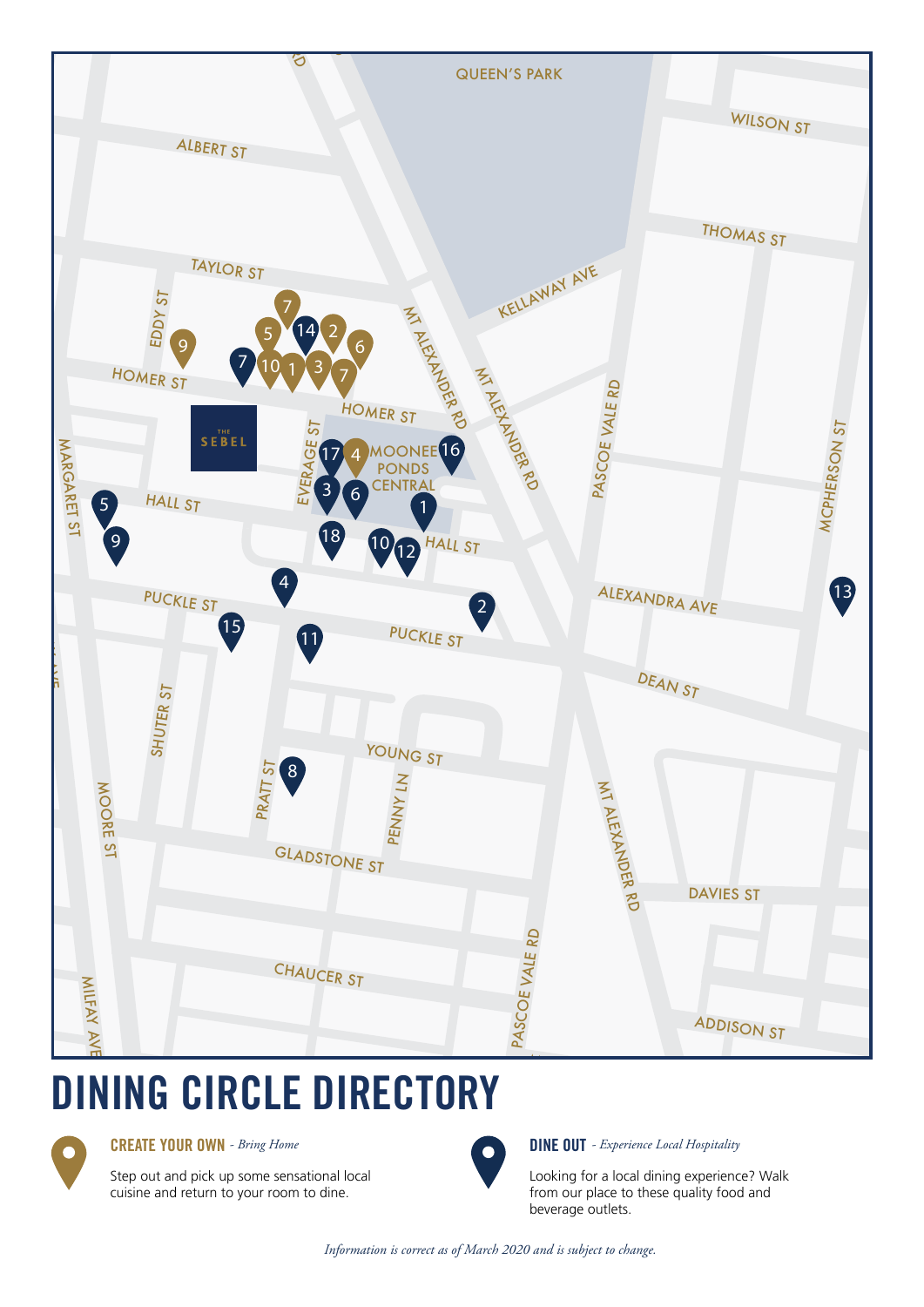# DINING CIRCLE DIRECTORY

**CREATE YOUR OWN** - *Bring Home*

Step out and pick up some sensational local cuisine and return to your room to dine.

**DINE OUT** - *Experience Local Hospitality*

Looking for a local dining experience? Walk from our place to these quality food and beverage outlets.

*Information is correct as of March 2020 and is subject to change.*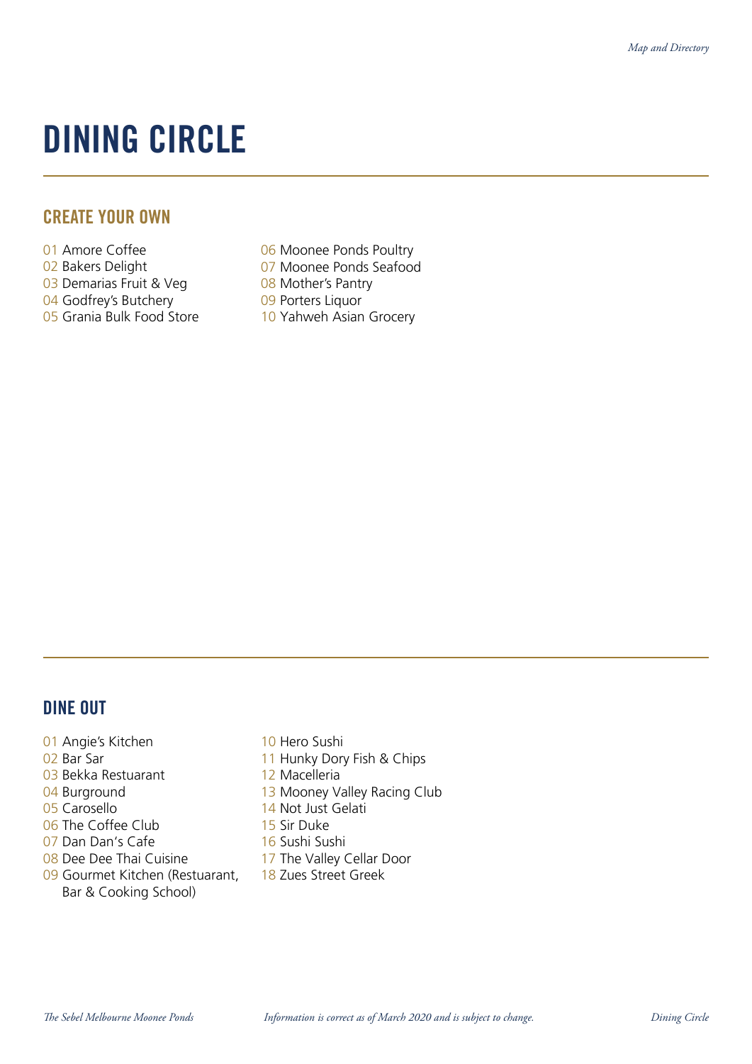# DINING CIRCLE

## CREATE YOUR OWN

01 Amore Coffee
02 Bakers Delight
03 Demarias Fruit & Veg
04 Godfrey's Butchery
05 Grania Bulk Food Store
06 Moonee Ponds Poultry
07 Moonee Ponds Seafood
08 Mother's Pantry
09 Porters Liquor
10 Yahweh Asian Grocery

## DINE OUT

01 Angie's Kitchen
02 Bar Sar
03 Bekka Restuarant
04 Burground
05 Carosello
06 The Coffee Club
07 Dan Dan's Cafe
08 Dee Dee Thai Cuisine
09 Gourmet Kitchen (Restuarant, Bar & Cooking School)
10 Hero Sushi
11 Hunky Dory Fish & Chips
12 Macelleria
13 Mooney Valley Racing Club
14 Not Just Gelati
15 Sir Duke
16 Sushi Sushi
17 The Valley Cellar Door
18 Zues Street Greek

*Information is correct as of March 2020 and is subject to change.*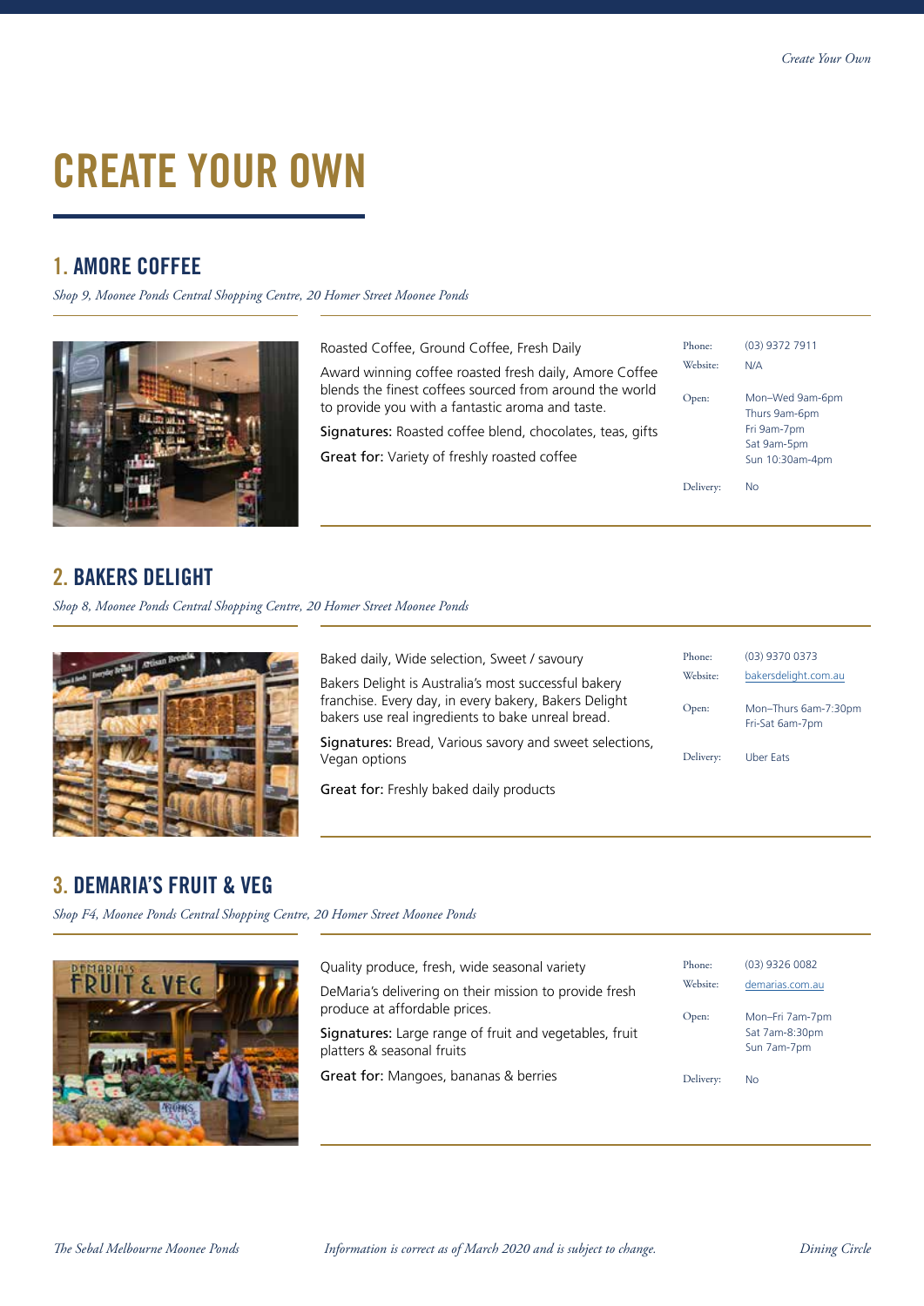# CREATE YOUR OWN

## 1. AMORE COFFEE

*Shop 9, Moonee Ponds Central Shopping Centre, 20 Homer Street Moonee Ponds*

Roasted Coffee, Ground Coffee, Fresh Daily

Award winning coffee roasted fresh daily, Amore Coffee blends the finest coffees sourced from around the world to provide you with a fantastic aroma and taste.

**Signatures:** Roasted coffee blend, chocolates, teas, gifts

**Great for:** Variety of freshly roasted coffee

Phone: (03) 9372 7911
Website: N/A
Open: Mon–Wed 9am-6pm
Thurs 9am-6pm
Fri 9am-7pm
Sat 9am-5pm
Sun 10:30am-4pm
Delivery: No

## 2. BAKERS DELIGHT

*Shop 8, Moonee Ponds Central Shopping Centre, 20 Homer Street Moonee Ponds*

Baked daily, Wide selection, Sweet / savoury

Bakers Delight is Australia's most successful bakery franchise. Every day, in every bakery, Bakers Delight bakers use real ingredients to bake unreal bread.

**Signatures:** Bread, Various savory and sweet selections, Vegan options

**Great for:** Freshly baked daily products

Phone: (03) 9370 0373
Website: bakersdelight.com.au
Open: Mon–Thurs 6am-7:30pm
Fri-Sat 6am-7pm
Delivery: Uber Eats

## 3. DEMARIA'S FRUIT & VEG

*Shop F4, Moonee Ponds Central Shopping Centre, 20 Homer Street Moonee Ponds*

Quality produce, fresh, wide seasonal variety

DeMaria's delivering on their mission to provide fresh produce at affordable prices.

**Signatures:** Large range of fruit and vegetables, fruit platters & seasonal fruits

**Great for:** Mangoes, bananas & berries

Phone: (03) 9326 0082
Website: demarias.com.au
Open: Mon–Fri 7am-7pm
Sat 7am-8:30pm
Sun 7am-7pm
Delivery: No

*Information is correct as of March 2020 and is subject to change.*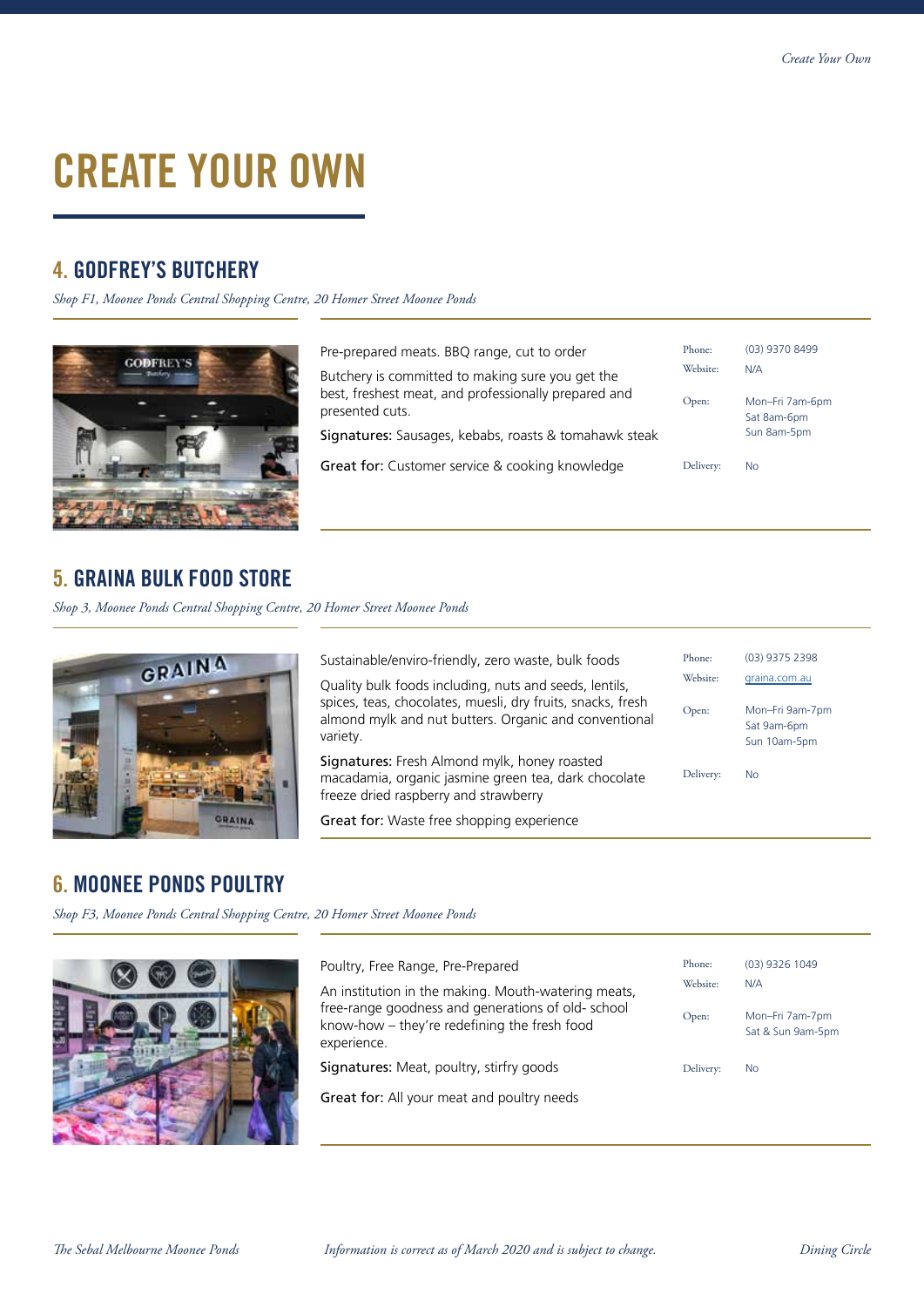# CREATE YOUR OWN

## 4. GODFREY'S BUTCHERY

*Shop F1, Moonee Ponds Central Shopping Centre, 20 Homer Street Moonee Ponds*

Pre-prepared meats. BBQ range, cut to order

Butchery is committed to making sure you get the best, freshest meat, and professionally prepared and presented cuts.

**Signatures:** Sausages, kebabs, roasts & tomahawk steak

**Great for:** Customer service & cooking knowledge

| | |
|---|---|
| Phone: | (03) 9370 8499 |
| Website: | N/A |
| Open: | Mon–Fri 7am-6pm<br>Sat 8am-6pm<br>Sun 8am-5pm |
| Delivery: | No |

## 5. GRAINA BULK FOOD STORE

*Shop 3, Moonee Ponds Central Shopping Centre, 20 Homer Street Moonee Ponds*

Sustainable/enviro-friendly, zero waste, bulk foods

Quality bulk foods including, nuts and seeds, lentils, spices, teas, chocolates, muesli, dry fruits, snacks, fresh almond mylk and nut butters. Organic and conventional variety.

**Signatures:** Fresh Almond mylk, honey roasted macadamia, organic jasmine green tea, dark chocolate freeze dried raspberry and strawberry

**Great for:** Waste free shopping experience

| | |
|---|---|
| Phone: | (03) 9375 2398 |
| Website: | graina.com.au |
| Open: | Mon–Fri 9am-7pm<br>Sat 9am-6pm<br>Sun 10am-5pm |
| Delivery: | No |

## 6. MOONEE PONDS POULTRY

*Shop F3, Moonee Ponds Central Shopping Centre, 20 Homer Street Moonee Ponds*

Poultry, Free Range, Pre-Prepared

An institution in the making. Mouth-watering meats, free-range goodness and generations of old- school know-how – they're redefining the fresh food experience.

**Signatures:** Meat, poultry, stirfry goods

**Great for:** All your meat and poultry needs

| | |
|---|---|
| Phone: | (03) 9326 1049 |
| Website: | N/A |
| Open: | Mon–Fri 7am-7pm<br>Sat & Sun 9am-5pm |
| Delivery: | No |

*Information is correct as of March 2020 and is subject to change.*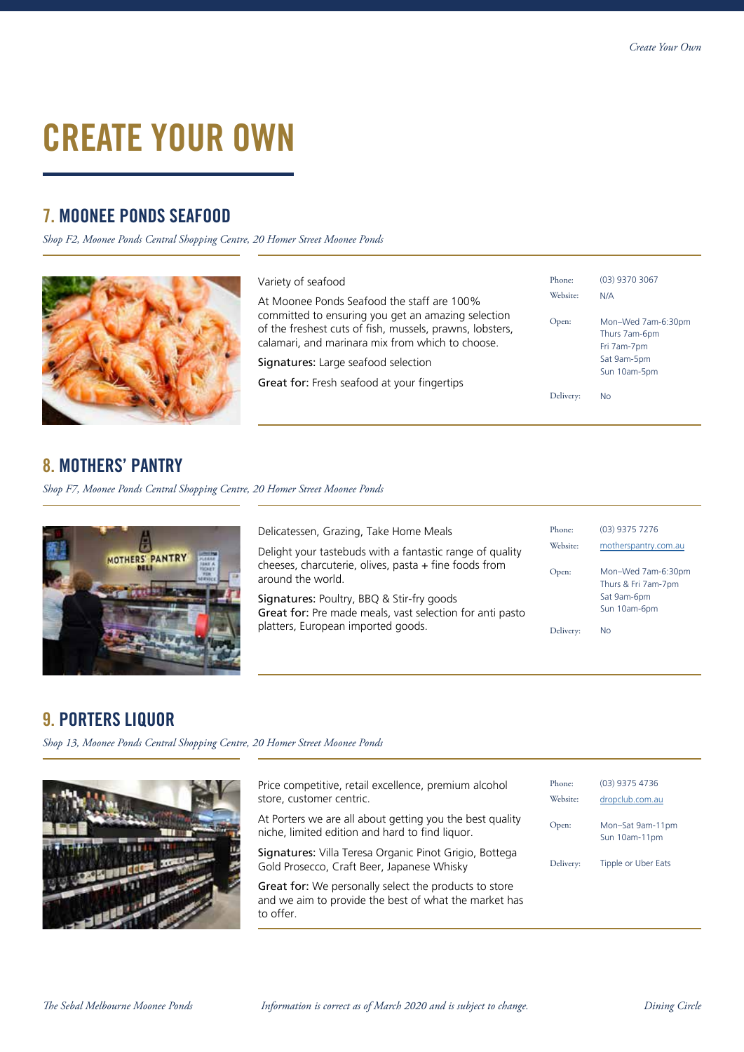# CREATE YOUR OWN

## 7. MOONEE PONDS SEAFOOD

*Shop F2, Moonee Ponds Central Shopping Centre, 20 Homer Street Moonee Ponds*

Variety of seafood

At Moonee Ponds Seafood the staff are 100% committed to ensuring you get an amazing selection of the freshest cuts of fish, mussels, prawns, lobsters, calamari, and marinara mix from which to choose.

**Signatures:** Large seafood selection

**Great for:** Fresh seafood at your fingertips

| | |
|---|---|
| Phone: | (03) 9370 3067 |
| Website: | N/A |
| Open: | Mon–Wed 7am-6:30pm<br>Thurs 7am-6pm<br>Fri 7am-7pm<br>Sat 9am-5pm<br>Sun 10am-5pm |
| Delivery: | No |

## 8. MOTHERS' PANTRY

*Shop F7, Moonee Ponds Central Shopping Centre, 20 Homer Street Moonee Ponds*

Delicatessen, Grazing, Take Home Meals

Delight your tastebuds with a fantastic range of quality cheeses, charcuterie, olives, pasta + fine foods from around the world.

**Signatures:** Poultry, BBQ & Stir-fry goods
**Great for:** Pre made meals, vast selection for anti pasto platters, European imported goods.

| | |
|---|---|
| Phone: | (03) 9375 7276 |
| Website: | motherspantry.com.au |
| Open: | Mon–Wed 7am-6:30pm<br>Thurs & Fri 7am-7pm<br>Sat 9am-6pm<br>Sun 10am-6pm |
| Delivery: | No |

## 9. PORTERS LIQUOR

*Shop 13, Moonee Ponds Central Shopping Centre, 20 Homer Street Moonee Ponds*

Price competitive, retail excellence, premium alcohol store, customer centric.

At Porters we are all about getting you the best quality niche, limited edition and hard to find liquor.

**Signatures:** Villa Teresa Organic Pinot Grigio, Bottega Gold Prosecco, Craft Beer, Japanese Whisky

**Great for:** We personally select the products to store and we aim to provide the best of what the market has to offer.

| | |
|---|---|
| Phone: | (03) 9375 4736 |
| Website: | dropclub.com.au |
| Open: | Mon–Sat 9am-11pm<br>Sun 10am-11pm |
| Delivery: | Tipple or Uber Eats |

*Information is correct as of March 2020 and is subject to change.*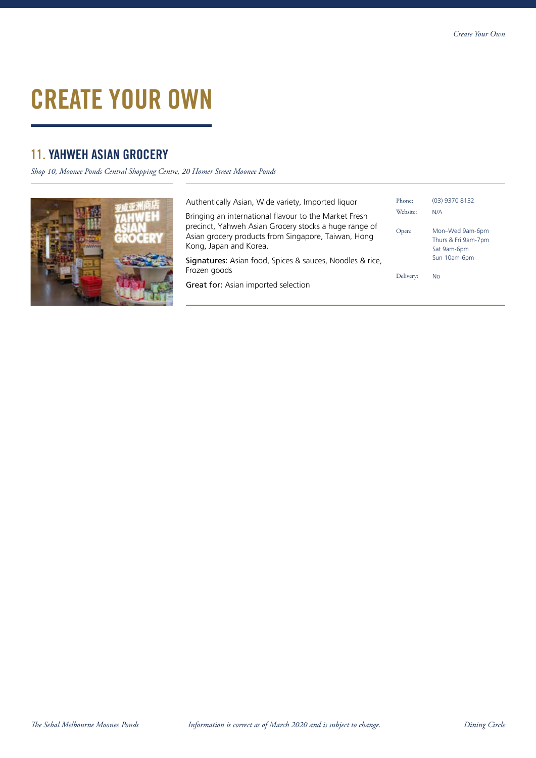# CREATE YOUR OWN

## 11. YAHWEH ASIAN GROCERY

*Shop 10, Moonee Ponds Central Shopping Centre, 20 Homer Street Moonee Ponds*

Authentically Asian, Wide variety, Imported liquor

Bringing an international flavour to the Market Fresh precinct, Yahweh Asian Grocery stocks a huge range of Asian grocery products from Singapore, Taiwan, Hong Kong, Japan and Korea.

**Signatures:** Asian food, Spices & sauces, Noodles & rice, Frozen goods

**Great for:** Asian imported selection

| | |
|---|---|
| Phone: | (03) 9370 8132 |
| Website: | N/A |
| Open: | Mon–Wed 9am-6pm<br>Thurs & Fri 9am-7pm<br>Sat 9am-6pm<br>Sun 10am-6pm |
| Delivery: | No |

*Information is correct as of March 2020 and is subject to change.*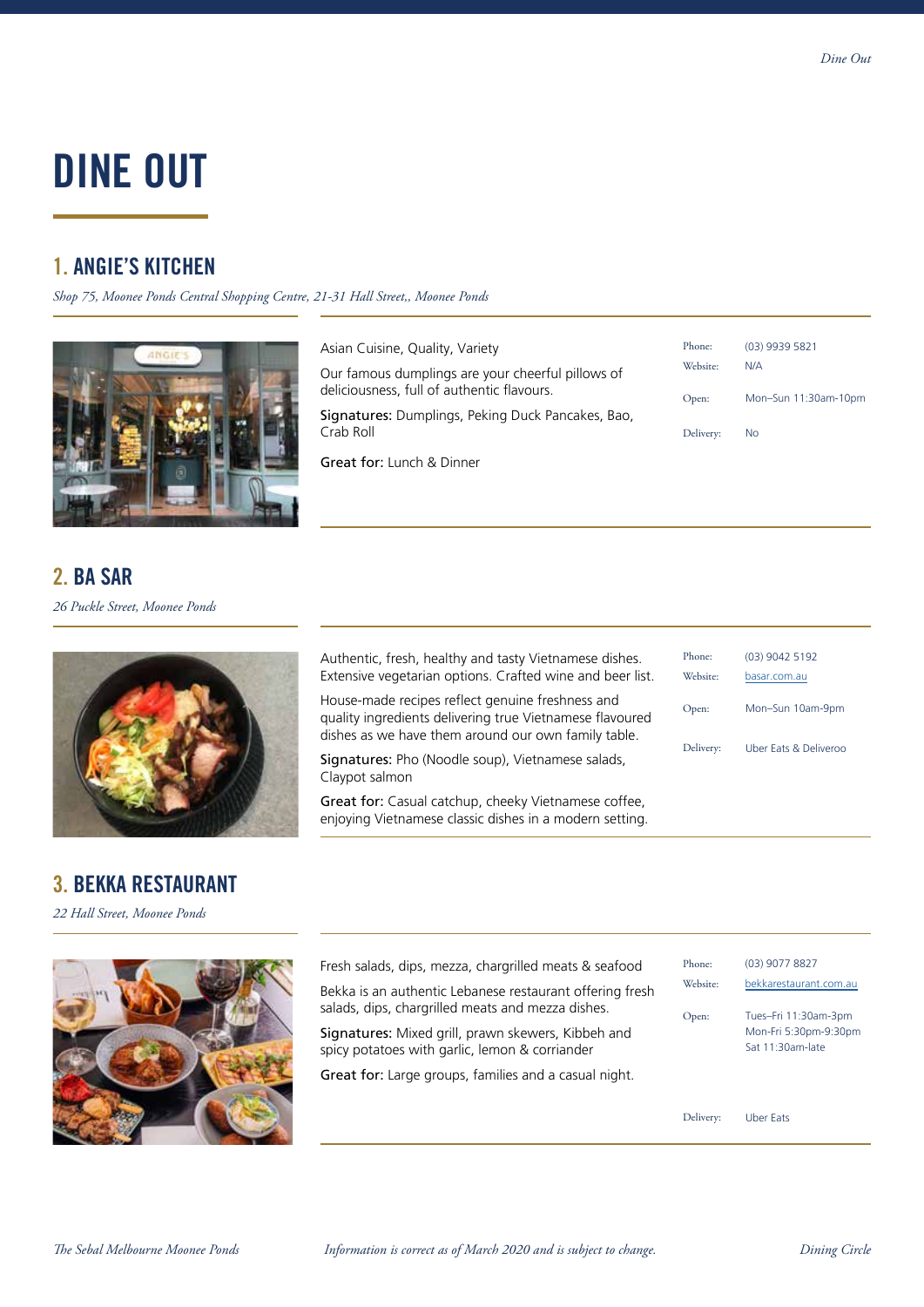# DINE OUT

## 1. ANGIE'S KITCHEN

*Shop 75, Moonee Ponds Central Shopping Centre, 21-31 Hall Street,, Moonee Ponds*

Asian Cuisine, Quality, Variety

Our famous dumplings are your cheerful pillows of deliciousness, full of authentic flavours.

**Signatures:** Dumplings, Peking Duck Pancakes, Bao, Crab Roll

**Great for:** Lunch & Dinner

Phone: (03) 9939 5821
Website: N/A
Open: Mon–Sun 11:30am-10pm
Delivery: No

## 2. BA SAR

*26 Puckle Street, Moonee Ponds*

Authentic, fresh, healthy and tasty Vietnamese dishes. Extensive vegetarian options. Crafted wine and beer list.

House-made recipes reflect genuine freshness and quality ingredients delivering true Vietnamese flavoured dishes as we have them around our own family table.

**Signatures:** Pho (Noodle soup), Vietnamese salads, Claypot salmon

**Great for:** Casual catchup, cheeky Vietnamese coffee, enjoying Vietnamese classic dishes in a modern setting.

Phone: (03) 9042 5192
Website: basar.com.au
Open: Mon–Sun 10am-9pm
Delivery: Uber Eats & Deliveroo

## 3. BEKKA RESTAURANT

*22 Hall Street, Moonee Ponds*

Fresh salads, dips, mezza, chargrilled meats & seafood

Bekka is an authentic Lebanese restaurant offering fresh salads, dips, chargrilled meats and mezza dishes.

**Signatures:** Mixed grill, prawn skewers, Kibbeh and spicy potatoes with garlic, lemon & corriander

**Great for:** Large groups, families and a casual night.

Phone: (03) 9077 8827
Website: bekkarestaurant.com.au
Open: Tues–Fri 11:30am-3pm
Mon-Fri 5:30pm-9:30pm
Sat 11:30am-late
Delivery: Uber Eats

*Information is correct as of March 2020 and is subject to change.*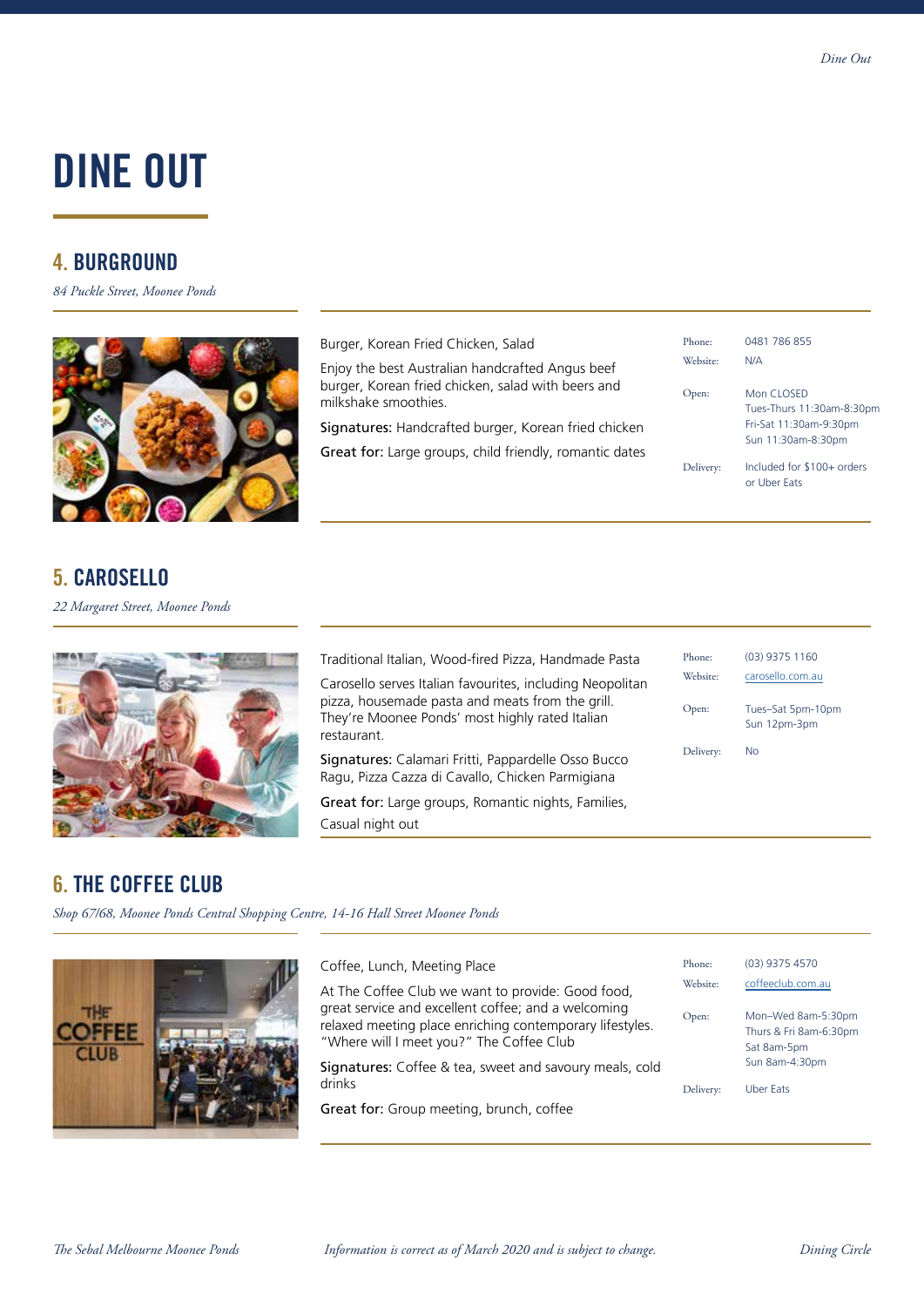# DINE OUT

## 4. BURGROUND

*84 Puckle Street, Moonee Ponds*

Burger, Korean Fried Chicken, Salad

Enjoy the best Australian handcrafted Angus beef burger, Korean fried chicken, salad with beers and milkshake smoothies.

**Signatures:** Handcrafted burger, Korean fried chicken

**Great for:** Large groups, child friendly, romantic dates

| | |
|---|---|
| Phone: | 0481 786 855 |
| Website: | N/A |
| Open: | Mon CLOSED<br>Tues-Thurs 11:30am-8:30pm<br>Fri-Sat 11:30am-9:30pm<br>Sun 11:30am-8:30pm |
| Delivery: | Included for $100+ orders or Uber Eats |

## 5. CAROSELLO

*22 Margaret Street, Moonee Ponds*

Traditional Italian, Wood-fired Pizza, Handmade Pasta

Carosello serves Italian favourites, including Neopolitan pizza, housemade pasta and meats from the grill. They're Moonee Ponds' most highly rated Italian restaurant.

**Signatures:** Calamari Fritti, Pappardelle Osso Bucco Ragu, Pizza Cazza di Cavallo, Chicken Parmigiana

**Great for:** Large groups, Romantic nights, Families, Casual night out

| | |
|---|---|
| Phone: | (03) 9375 1160 |
| Website: | carosello.com.au |
| Open: | Tues–Sat 5pm-10pm<br>Sun 12pm-3pm |
| Delivery: | No |

## 6. THE COFFEE CLUB

*Shop 67/68, Moonee Ponds Central Shopping Centre, 14-16 Hall Street Moonee Ponds*

Coffee, Lunch, Meeting Place

At The Coffee Club we want to provide: Good food, great service and excellent coffee; and a welcoming relaxed meeting place enriching contemporary lifestyles. "Where will I meet you?" The Coffee Club

**Signatures:** Coffee & tea, sweet and savoury meals, cold drinks

**Great for:** Group meeting, brunch, coffee

| | |
|---|---|
| Phone: | (03) 9375 4570 |
| Website: | coffeeclub.com.au |
| Open: | Mon–Wed 8am-5:30pm<br>Thurs & Fri 8am-6:30pm<br>Sat 8am-5pm<br>Sun 8am-4:30pm |
| Delivery: | Uber Eats |

*Information is correct as of March 2020 and is subject to change.*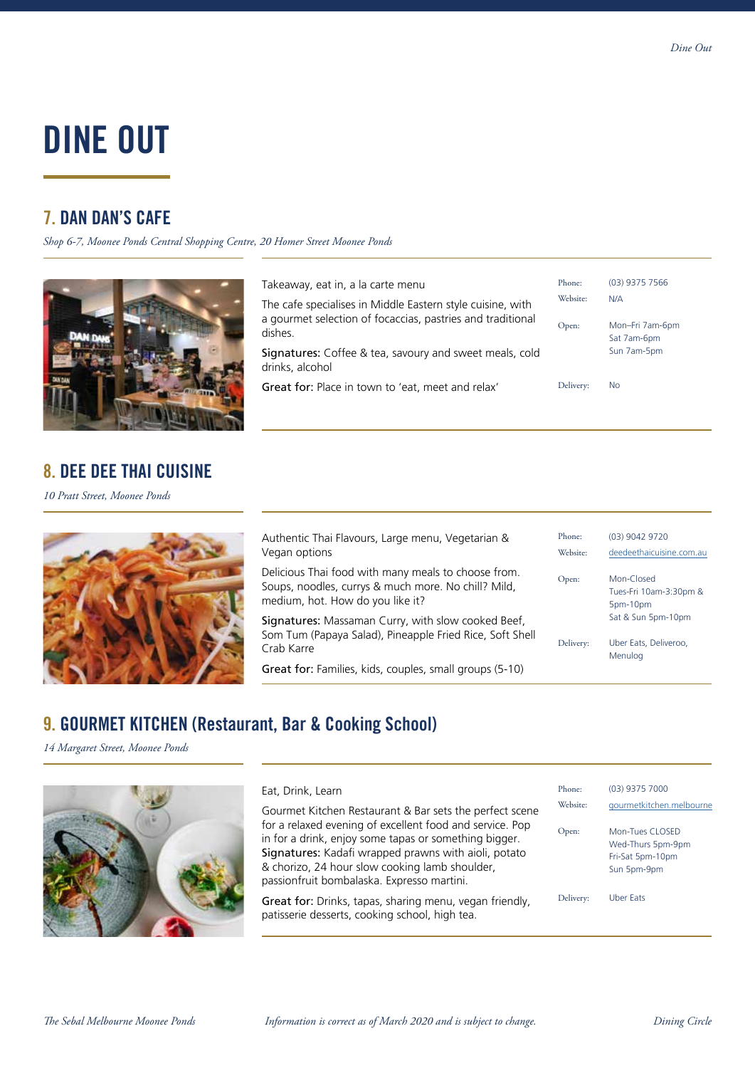# DINE OUT

## 7. DAN DAN'S CAFE

*Shop 6-7, Moonee Ponds Central Shopping Centre, 20 Homer Street Moonee Ponds*

Takeaway, eat in, a la carte menu

The cafe specialises in Middle Eastern style cuisine, with a gourmet selection of focaccias, pastries and traditional dishes.

**Signatures:** Coffee & tea, savoury and sweet meals, cold drinks, alcohol

**Great for:** Place in town to 'eat, meet and relax'

Phone: (03) 9375 7566
Website: N/A
Open: Mon–Fri 7am-6pm
Sat 7am-6pm
Sun 7am-5pm
Delivery: No

## 8. DEE DEE THAI CUISINE

*10 Pratt Street, Moonee Ponds*

Authentic Thai Flavours, Large menu, Vegetarian & Vegan options

Delicious Thai food with many meals to choose from. Soups, noodles, currys & much more. No chill? Mild, medium, hot. How do you like it?

**Signatures:** Massaman Curry, with slow cooked Beef, Som Tum (Papaya Salad), Pineapple Fried Rice, Soft Shell Crab Karre

**Great for:** Families, kids, couples, small groups (5-10)

Phone: (03) 9042 9720
Website: deedeethaicuisine.com.au
Open: Mon-Closed
Tues-Fri 10am-3:30pm & 5pm-10pm
Sat & Sun 5pm-10pm
Delivery: Uber Eats, Deliveroo, Menulog

## 9. GOURMET KITCHEN (Restaurant, Bar & Cooking School)

*14 Margaret Street, Moonee Ponds*

Eat, Drink, Learn

Gourmet Kitchen Restaurant & Bar sets the perfect scene for a relaxed evening of excellent food and service. Pop in for a drink, enjoy some tapas or something bigger.
**Signatures:** Kadafi wrapped prawns with aioli, potato & chorizo, 24 hour slow cooking lamb shoulder, passionfruit bombalaska. Expresso martini.

**Great for:** Drinks, tapas, sharing menu, vegan friendly, patisserie desserts, cooking school, high tea.

Phone: (03) 9375 7000
Website: gourmetkitchen.melbourne
Open: Mon-Tues CLOSED
Wed-Thurs 5pm-9pm
Fri-Sat 5pm-10pm
Sun 5pm-9pm
Delivery: Uber Eats

*Information is correct as of March 2020 and is subject to change.*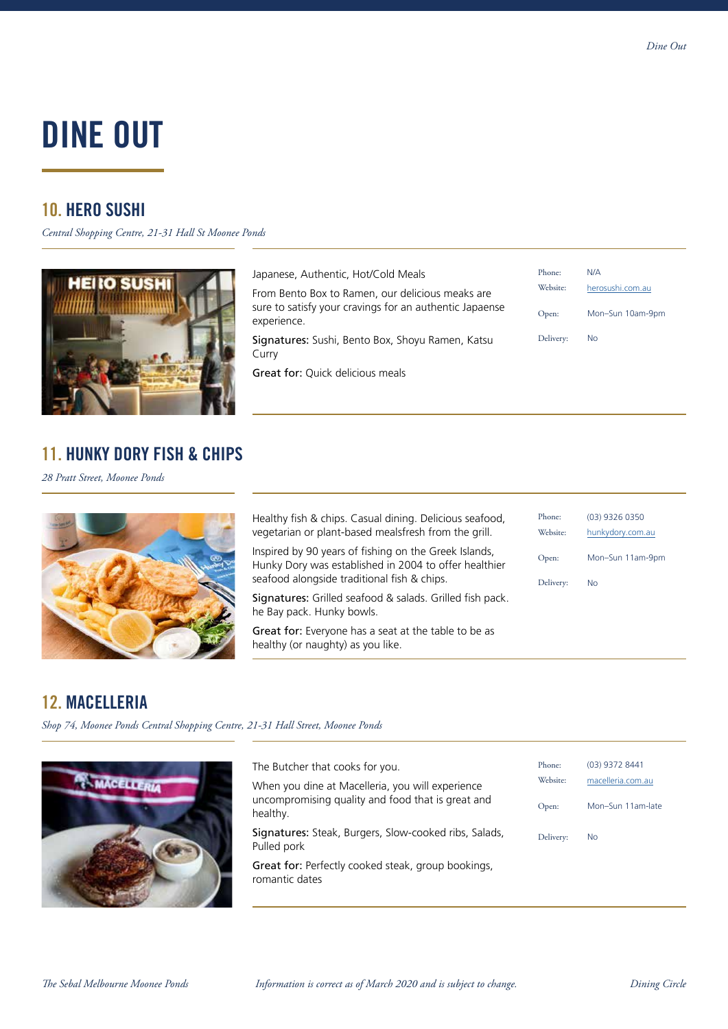# DINE OUT

## 10. HERO SUSHI

*Central Shopping Centre, 21-31 Hall St Moonee Ponds*

Japanese, Authentic, Hot/Cold Meals

From Bento Box to Ramen, our delicious meaks are sure to satisfy your cravings for an authentic Japaense experience.

**Signatures:** Sushi, Bento Box, Shoyu Ramen, Katsu Curry

**Great for:** Quick delicious meals

| | |
|---|---|
| Phone: | N/A |
| Website: | herosushi.com.au |
| Open: | Mon–Sun 10am-9pm |
| Delivery: | No |

## 11. HUNKY DORY FISH & CHIPS

*28 Pratt Street, Moonee Ponds*

Healthy fish & chips. Casual dining. Delicious seafood, vegetarian or plant-based mealsfresh from the grill.

Inspired by 90 years of fishing on the Greek Islands, Hunky Dory was established in 2004 to offer healthier seafood alongside traditional fish & chips.

**Signatures:** Grilled seafood & salads. Grilled fish pack. he Bay pack. Hunky bowls.

**Great for:** Everyone has a seat at the table to be as healthy (or naughty) as you like.

| | |
|---|---|
| Phone: | (03) 9326 0350 |
| Website: | hunkydory.com.au |
| Open: | Mon–Sun 11am-9pm |
| Delivery: | No |

## 12. MACELLERIA

*Shop 74, Moonee Ponds Central Shopping Centre, 21-31 Hall Street, Moonee Ponds*

The Butcher that cooks for you.

When you dine at Macelleria, you will experience uncompromising quality and food that is great and healthy.

**Signatures:** Steak, Burgers, Slow-cooked ribs, Salads, Pulled pork

**Great for:** Perfectly cooked steak, group bookings, romantic dates

| | |
|---|---|
| Phone: | (03) 9372 8441 |
| Website: | macelleria.com.au |
| Open: | Mon–Sun 11am-late |
| Delivery: | No |

*Information is correct as of March 2020 and is subject to change.*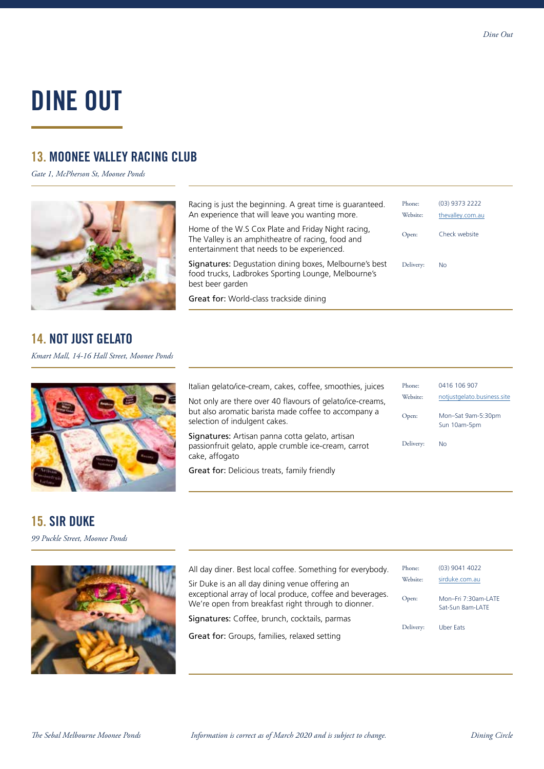# DINE OUT

## 13. MOONEE VALLEY RACING CLUB

*Gate 1, McPherson St, Moonee Ponds*

Racing is just the beginning. A great time is guaranteed. An experience that will leave you wanting more.

Home of the W.S Cox Plate and Friday Night racing, The Valley is an amphitheatre of racing, food and entertainment that needs to be experienced.

**Signatures:** Degustation dining boxes, Melbourne's best food trucks, Ladbrokes Sporting Lounge, Melbourne's best beer garden

**Great for:** World-class trackside dining

Phone: (03) 9373 2222
Website: thevalley.com.au
Open: Check website
Delivery: No

## 14. NOT JUST GELATO

*Kmart Mall, 14-16 Hall Street, Moonee Ponds*

Italian gelato/ice-cream, cakes, coffee, smoothies, juices

Not only are there over 40 flavours of gelato/ice-creams, but also aromatic barista made coffee to accompany a selection of indulgent cakes.

**Signatures:** Artisan panna cotta gelato, artisan passionfruit gelato, apple crumble ice-cream, carrot cake, affogato

**Great for:** Delicious treats, family friendly

Phone: 0416 106 907
Website: notjustgelato.business.site
Open: Mon–Sat 9am-5:30pm
Sun 10am-5pm
Delivery: No

## 15. SIR DUKE

*99 Puckle Street, Moonee Ponds*

All day diner. Best local coffee. Something for everybody.

Sir Duke is an all day dining venue offering an exceptional array of local produce, coffee and beverages. We're open from breakfast right through to dionner.

**Signatures:** Coffee, brunch, cocktails, parmas

**Great for:** Groups, families, relaxed setting

Phone: (03) 9041 4022
Website: sirduke.com.au
Open: Mon–Fri 7:30am-LATE
Sat-Sun 8am-LATE
Delivery: Uber Eats

*Information is correct as of March 2020 and is subject to change.*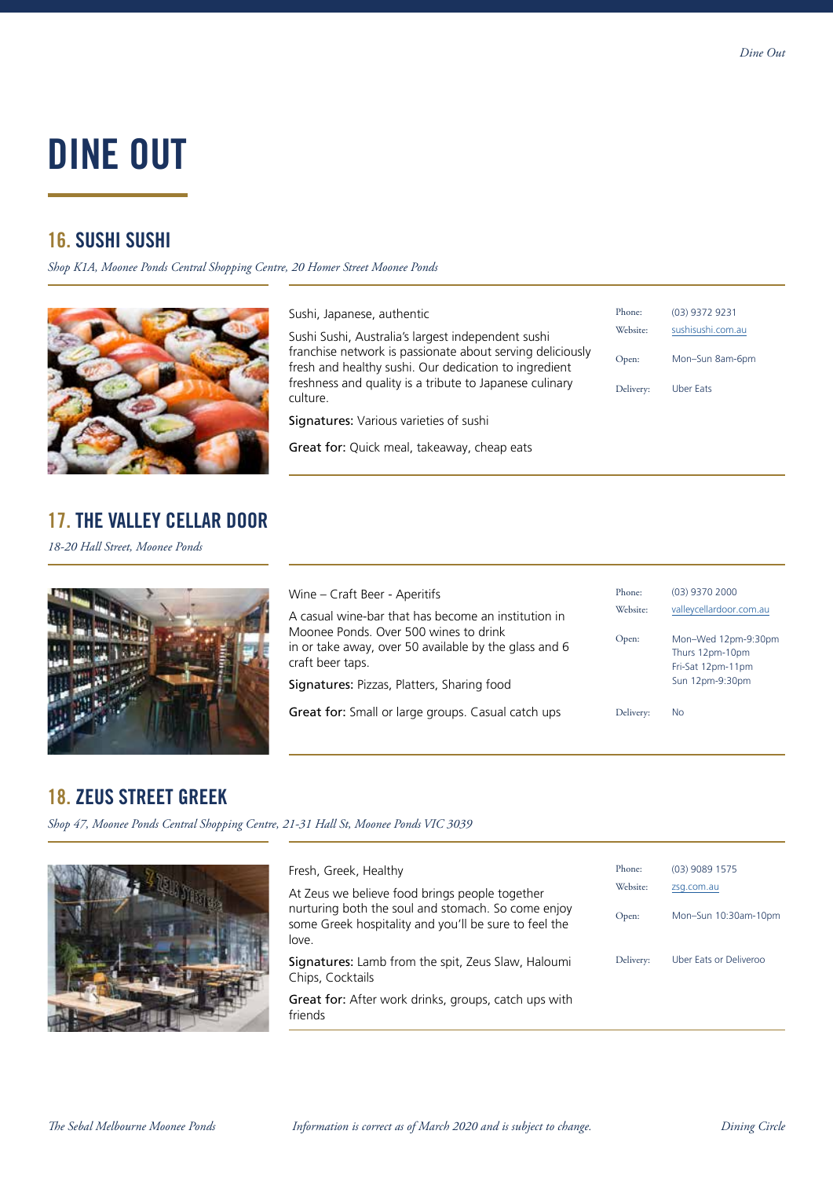# DINE OUT

## 16. SUSHI SUSHI

*Shop K1A, Moonee Ponds Central Shopping Centre, 20 Homer Street Moonee Ponds*

Sushi, Japanese, authentic

Sushi Sushi, Australia's largest independent sushi franchise network is passionate about serving deliciously fresh and healthy sushi. Our dedication to ingredient freshness and quality is a tribute to Japanese culinary culture.

Signatures: Various varieties of sushi

Great for: Quick meal, takeaway, cheap eats

| | |
|---|---|
| Phone: | (03) 9372 9231 |
| Website: | sushisushi.com.au |
| Open: | Mon–Sun 8am-6pm |
| Delivery: | Uber Eats |

## 17. THE VALLEY CELLAR DOOR

*18-20 Hall Street, Moonee Ponds*

Wine – Craft Beer - Aperitifs

A casual wine-bar that has become an institution in Moonee Ponds. Over 500 wines to drink in or take away, over 50 available by the glass and 6 craft beer taps.

Signatures: Pizzas, Platters, Sharing food

Great for: Small or large groups. Casual catch ups

| | |
|---|---|
| Phone: | (03) 9370 2000 |
| Website: | valleycellardoor.com.au |
| Open: | Mon–Wed 12pm-9:30pm<br>Thurs 12pm-10pm<br>Fri-Sat 12pm-11pm<br>Sun 12pm-9:30pm |
| Delivery: | No |

## 18. ZEUS STREET GREEK

*Shop 47, Moonee Ponds Central Shopping Centre, 21-31 Hall St, Moonee Ponds VIC 3039*

Fresh, Greek, Healthy

At Zeus we believe food brings people together nurturing both the soul and stomach. So come enjoy some Greek hospitality and you'll be sure to feel the love.

Signatures: Lamb from the spit, Zeus Slaw, Haloumi Chips, Cocktails

Great for: After work drinks, groups, catch ups with friends

| | |
|---|---|
| Phone: | (03) 9089 1575 |
| Website: | zsg.com.au |
| Open: | Mon–Sun 10:30am-10pm |
| Delivery: | Uber Eats or Deliveroo |

*Information is correct as of March 2020 and is subject to change.*